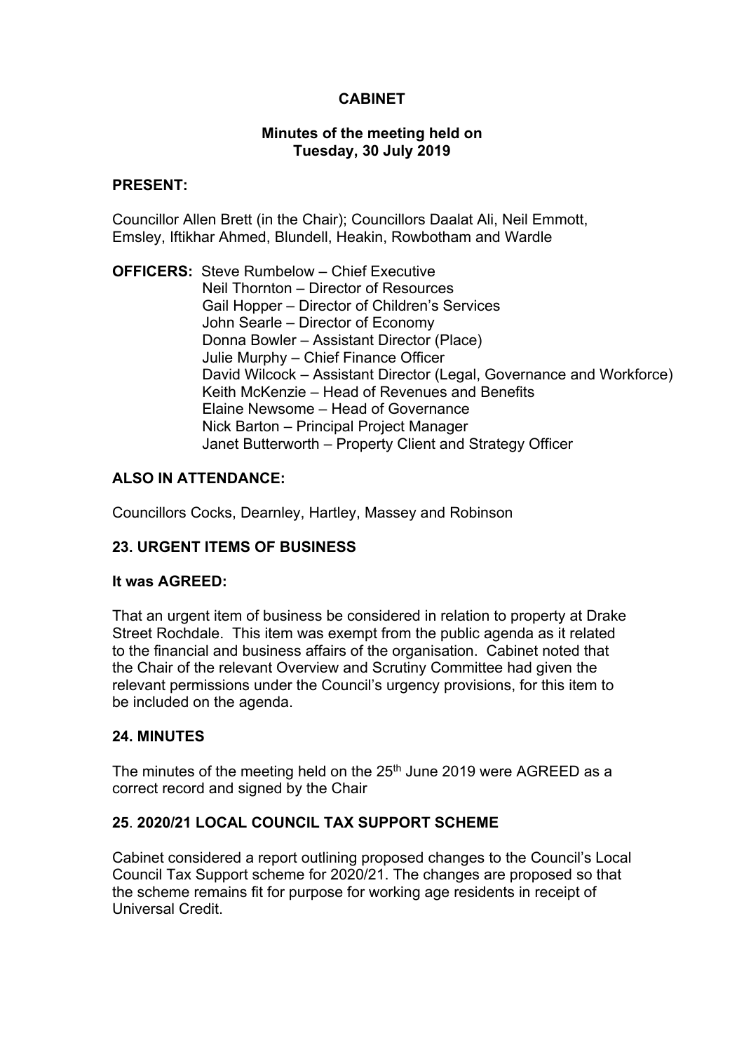# CABINET

## Minutes of the meeting held on Tuesday, 30 July 2019

**PRESENT:**

Councillor Allen Brett (in the Chair); Councillors Daalat Ali, Neil Emmott, Emsley, Iftikhar Ahmed, Blundell, Heakin, Rowbotham and Wardle

**OFFICERS:** Steve Rumbelow – Chief Executive
Neil Thornton – Director of Resources
Gail Hopper – Director of Children's Services
John Searle – Director of Economy
Donna Bowler – Assistant Director (Place)
Julie Murphy – Chief Finance Officer
David Wilcock – Assistant Director (Legal, Governance and Workforce)
Keith McKenzie – Head of Revenues and Benefits
Elaine Newsome – Head of Governance
Nick Barton – Principal Project Manager
Janet Butterworth – Property Client and Strategy Officer

**ALSO IN ATTENDANCE:**

Councillors Cocks, Dearnley, Hartley, Massey and Robinson

### 23. URGENT ITEMS OF BUSINESS

**It was AGREED:**

That an urgent item of business be considered in relation to property at Drake Street Rochdale. This item was exempt from the public agenda as it related to the financial and business affairs of the organisation. Cabinet noted that the Chair of the relevant Overview and Scrutiny Committee had given the relevant permissions under the Council's urgency provisions, for this item to be included on the agenda.

### 24. MINUTES

The minutes of the meeting held on the 25th June 2019 were AGREED as a correct record and signed by the Chair

### 25. 2020/21 LOCAL COUNCIL TAX SUPPORT SCHEME

Cabinet considered a report outlining proposed changes to the Council's Local Council Tax Support scheme for 2020/21. The changes are proposed so that the scheme remains fit for purpose for working age residents in receipt of Universal Credit.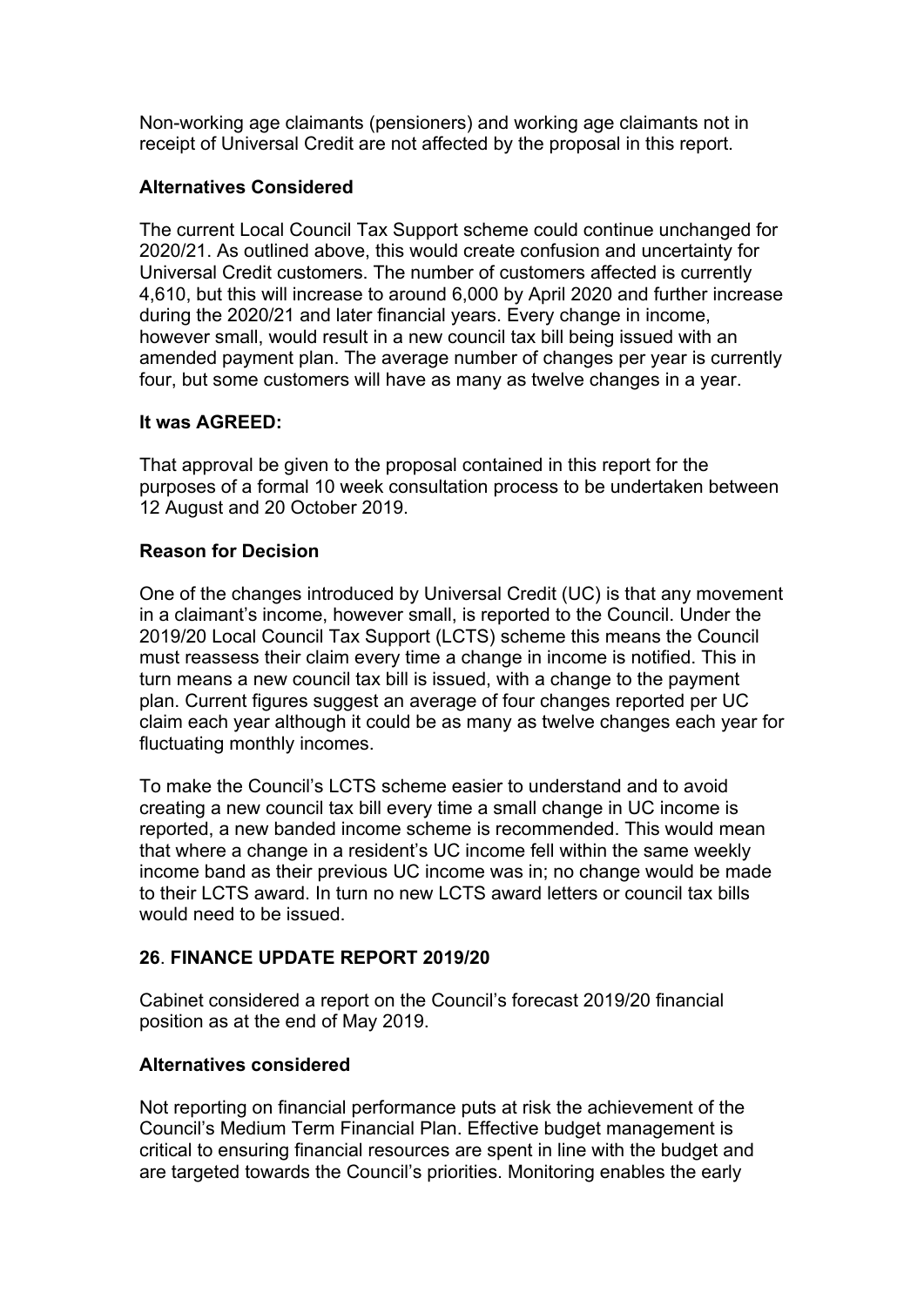Non-working age claimants (pensioners) and working age claimants not in receipt of Universal Credit are not affected by the proposal in this report.

**Alternatives Considered**

The current Local Council Tax Support scheme could continue unchanged for 2020/21. As outlined above, this would create confusion and uncertainty for Universal Credit customers. The number of customers affected is currently 4,610, but this will increase to around 6,000 by April 2020 and further increase during the 2020/21 and later financial years. Every change in income, however small, would result in a new council tax bill being issued with an amended payment plan. The average number of changes per year is currently four, but some customers will have as many as twelve changes in a year.

**It was AGREED:**

That approval be given to the proposal contained in this report for the purposes of a formal 10 week consultation process to be undertaken between 12 August and 20 October 2019.

**Reason for Decision**

One of the changes introduced by Universal Credit (UC) is that any movement in a claimant's income, however small, is reported to the Council. Under the 2019/20 Local Council Tax Support (LCTS) scheme this means the Council must reassess their claim every time a change in income is notified. This in turn means a new council tax bill is issued, with a change to the payment plan. Current figures suggest an average of four changes reported per UC claim each year although it could be as many as twelve changes each year for fluctuating monthly incomes.

To make the Council's LCTS scheme easier to understand and to avoid creating a new council tax bill every time a small change in UC income is reported, a new banded income scheme is recommended. This would mean that where a change in a resident's UC income fell within the same weekly income band as their previous UC income was in; no change would be made to their LCTS award. In turn no new LCTS award letters or council tax bills would need to be issued.

## 26. FINANCE UPDATE REPORT 2019/20

Cabinet considered a report on the Council's forecast 2019/20 financial position as at the end of May 2019.

**Alternatives considered**

Not reporting on financial performance puts at risk the achievement of the Council's Medium Term Financial Plan. Effective budget management is critical to ensuring financial resources are spent in line with the budget and are targeted towards the Council's priorities. Monitoring enables the early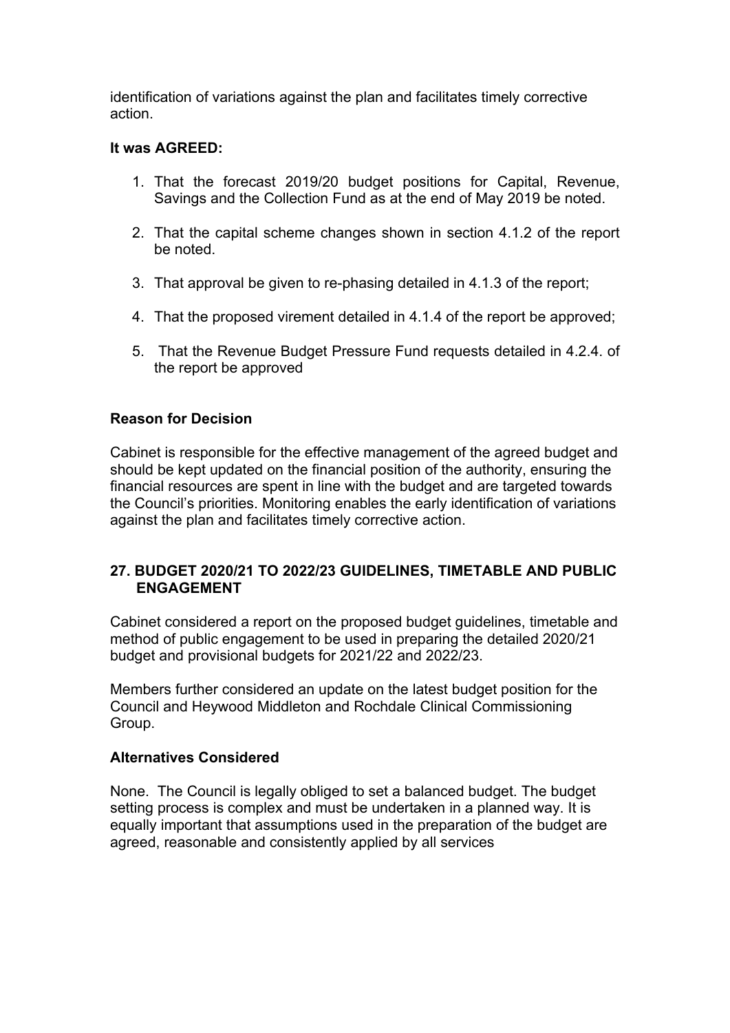identification of variations against the plan and facilitates timely corrective action.

**It was AGREED:**

1. That the forecast 2019/20 budget positions for Capital, Revenue, Savings and the Collection Fund as at the end of May 2019 be noted.

2. That the capital scheme changes shown in section 4.1.2 of the report be noted.

3. That approval be given to re-phasing detailed in 4.1.3 of the report;

4. That the proposed virement detailed in 4.1.4 of the report be approved;

5. That the Revenue Budget Pressure Fund requests detailed in 4.2.4. of the report be approved

**Reason for Decision**

Cabinet is responsible for the effective management of the agreed budget and should be kept updated on the financial position of the authority, ensuring the financial resources are spent in line with the budget and are targeted towards the Council's priorities. Monitoring enables the early identification of variations against the plan and facilitates timely corrective action.

## 27. BUDGET 2020/21 TO 2022/23 GUIDELINES, TIMETABLE AND PUBLIC ENGAGEMENT

Cabinet considered a report on the proposed budget guidelines, timetable and method of public engagement to be used in preparing the detailed 2020/21 budget and provisional budgets for 2021/22 and 2022/23.

Members further considered an update on the latest budget position for the Council and Heywood Middleton and Rochdale Clinical Commissioning Group.

**Alternatives Considered**

None. The Council is legally obliged to set a balanced budget. The budget setting process is complex and must be undertaken in a planned way. It is equally important that assumptions used in the preparation of the budget are agreed, reasonable and consistently applied by all services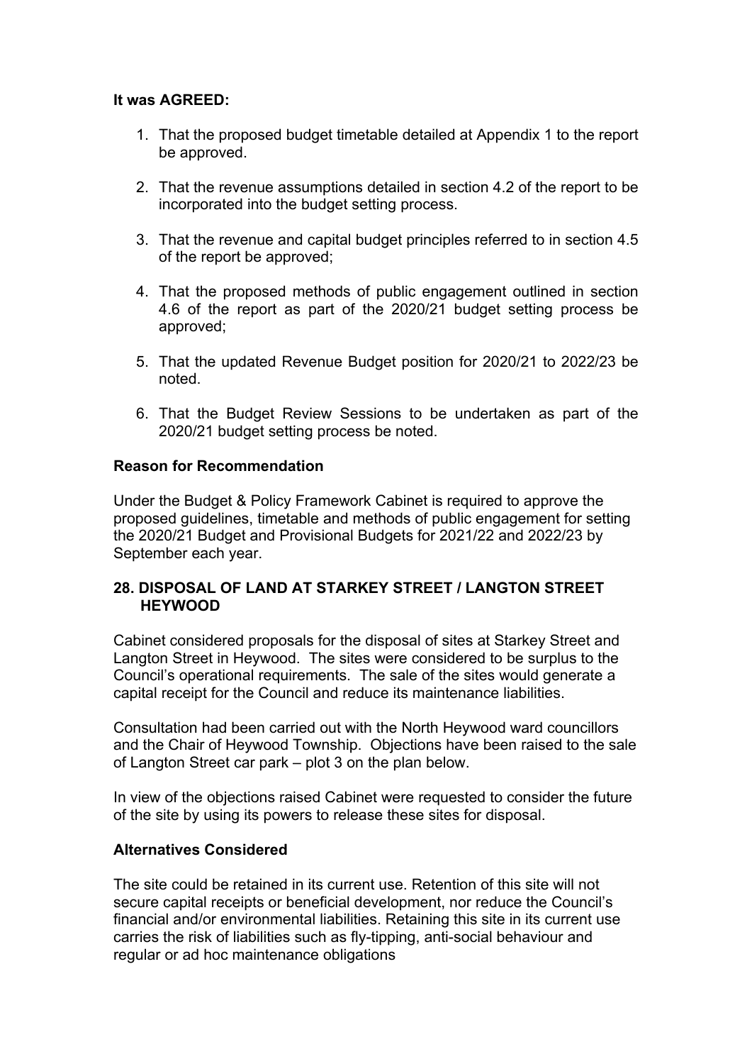**It was AGREED:**

1. That the proposed budget timetable detailed at Appendix 1 to the report be approved.

2. That the revenue assumptions detailed in section 4.2 of the report to be incorporated into the budget setting process.

3. That the revenue and capital budget principles referred to in section 4.5 of the report be approved;

4. That the proposed methods of public engagement outlined in section 4.6 of the report as part of the 2020/21 budget setting process be approved;

5. That the updated Revenue Budget position for 2020/21 to 2022/23 be noted.

6. That the Budget Review Sessions to be undertaken as part of the 2020/21 budget setting process be noted.

**Reason for Recommendation**

Under the Budget & Policy Framework Cabinet is required to approve the proposed guidelines, timetable and methods of public engagement for setting the 2020/21 Budget and Provisional Budgets for 2021/22 and 2022/23 by September each year.

## 28. DISPOSAL OF LAND AT STARKEY STREET / LANGTON STREET HEYWOOD

Cabinet considered proposals for the disposal of sites at Starkey Street and Langton Street in Heywood. The sites were considered to be surplus to the Council's operational requirements. The sale of the sites would generate a capital receipt for the Council and reduce its maintenance liabilities.

Consultation had been carried out with the North Heywood ward councillors and the Chair of Heywood Township. Objections have been raised to the sale of Langton Street car park – plot 3 on the plan below.

In view of the objections raised Cabinet were requested to consider the future of the site by using its powers to release these sites for disposal.

**Alternatives Considered**

The site could be retained in its current use. Retention of this site will not secure capital receipts or beneficial development, nor reduce the Council's financial and/or environmental liabilities. Retaining this site in its current use carries the risk of liabilities such as fly-tipping, anti-social behaviour and regular or ad hoc maintenance obligations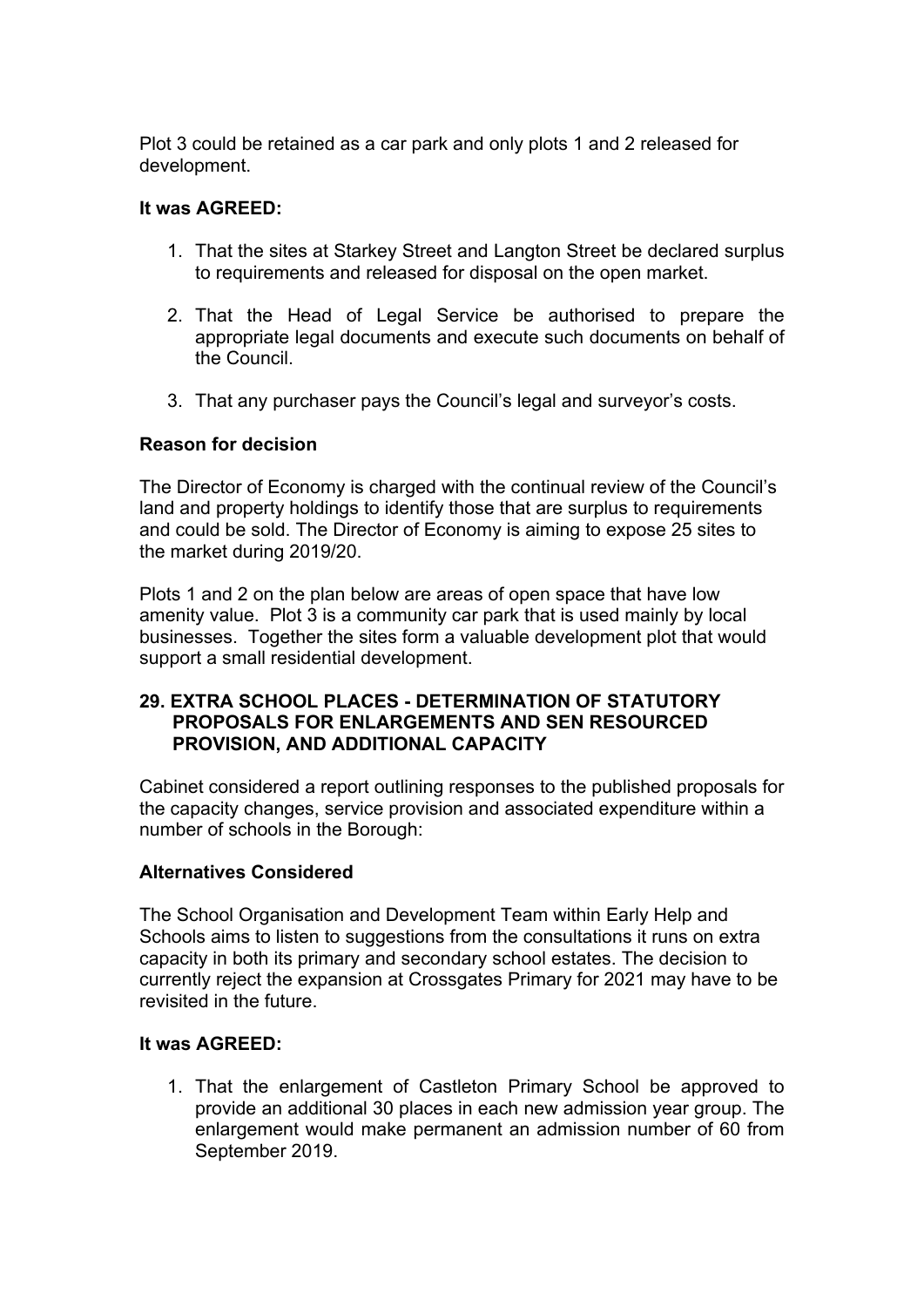Plot 3 could be retained as a car park and only plots 1 and 2 released for development.

**It was AGREED:**

1. That the sites at Starkey Street and Langton Street be declared surplus to requirements and released for disposal on the open market.

2. That the Head of Legal Service be authorised to prepare the appropriate legal documents and execute such documents on behalf of the Council.

3. That any purchaser pays the Council's legal and surveyor's costs.

**Reason for decision**

The Director of Economy is charged with the continual review of the Council's land and property holdings to identify those that are surplus to requirements and could be sold. The Director of Economy is aiming to expose 25 sites to the market during 2019/20.

Plots 1 and 2 on the plan below are areas of open space that have low amenity value. Plot 3 is a community car park that is used mainly by local businesses. Together the sites form a valuable development plot that would support a small residential development.

### 29. EXTRA SCHOOL PLACES - DETERMINATION OF STATUTORY PROPOSALS FOR ENLARGEMENTS AND SEN RESOURCED PROVISION, AND ADDITIONAL CAPACITY

Cabinet considered a report outlining responses to the published proposals for the capacity changes, service provision and associated expenditure within a number of schools in the Borough:

**Alternatives Considered**

The School Organisation and Development Team within Early Help and Schools aims to listen to suggestions from the consultations it runs on extra capacity in both its primary and secondary school estates. The decision to currently reject the expansion at Crossgates Primary for 2021 may have to be revisited in the future.

**It was AGREED:**

1. That the enlargement of Castleton Primary School be approved to provide an additional 30 places in each new admission year group. The enlargement would make permanent an admission number of 60 from September 2019.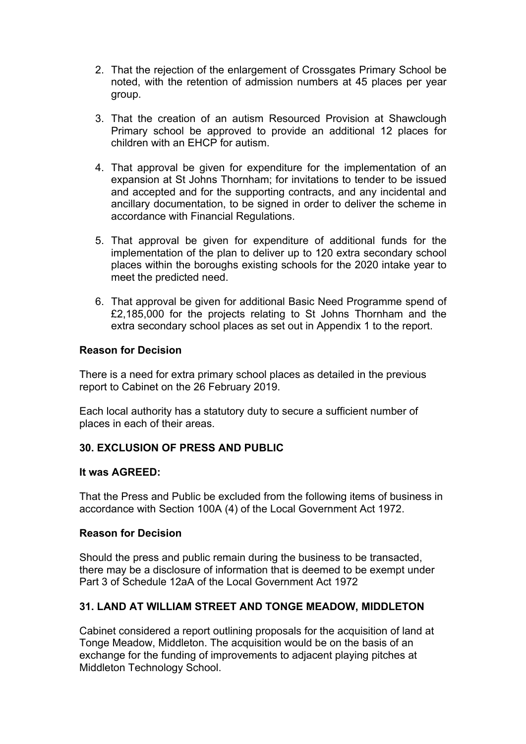2. That the rejection of the enlargement of Crossgates Primary School be noted, with the retention of admission numbers at 45 places per year group.

3. That the creation of an autism Resourced Provision at Shawclough Primary school be approved to provide an additional 12 places for children with an EHCP for autism.

4. That approval be given for expenditure for the implementation of an expansion at St Johns Thornham; for invitations to tender to be issued and accepted and for the supporting contracts, and any incidental and ancillary documentation, to be signed in order to deliver the scheme in accordance with Financial Regulations.

5. That approval be given for expenditure of additional funds for the implementation of the plan to deliver up to 120 extra secondary school places within the boroughs existing schools for the 2020 intake year to meet the predicted need.

6. That approval be given for additional Basic Need Programme spend of £2,185,000 for the projects relating to St Johns Thornham and the extra secondary school places as set out in Appendix 1 to the report.

**Reason for Decision**

There is a need for extra primary school places as detailed in the previous report to Cabinet on the 26 February 2019.

Each local authority has a statutory duty to secure a sufficient number of places in each of their areas.

### 30. EXCLUSION OF PRESS AND PUBLIC

**It was AGREED:**

That the Press and Public be excluded from the following items of business in accordance with Section 100A (4) of the Local Government Act 1972.

**Reason for Decision**

Should the press and public remain during the business to be transacted, there may be a disclosure of information that is deemed to be exempt under Part 3 of Schedule 12aA of the Local Government Act 1972

### 31. LAND AT WILLIAM STREET AND TONGE MEADOW, MIDDLETON

Cabinet considered a report outlining proposals for the acquisition of land at Tonge Meadow, Middleton. The acquisition would be on the basis of an exchange for the funding of improvements to adjacent playing pitches at Middleton Technology School.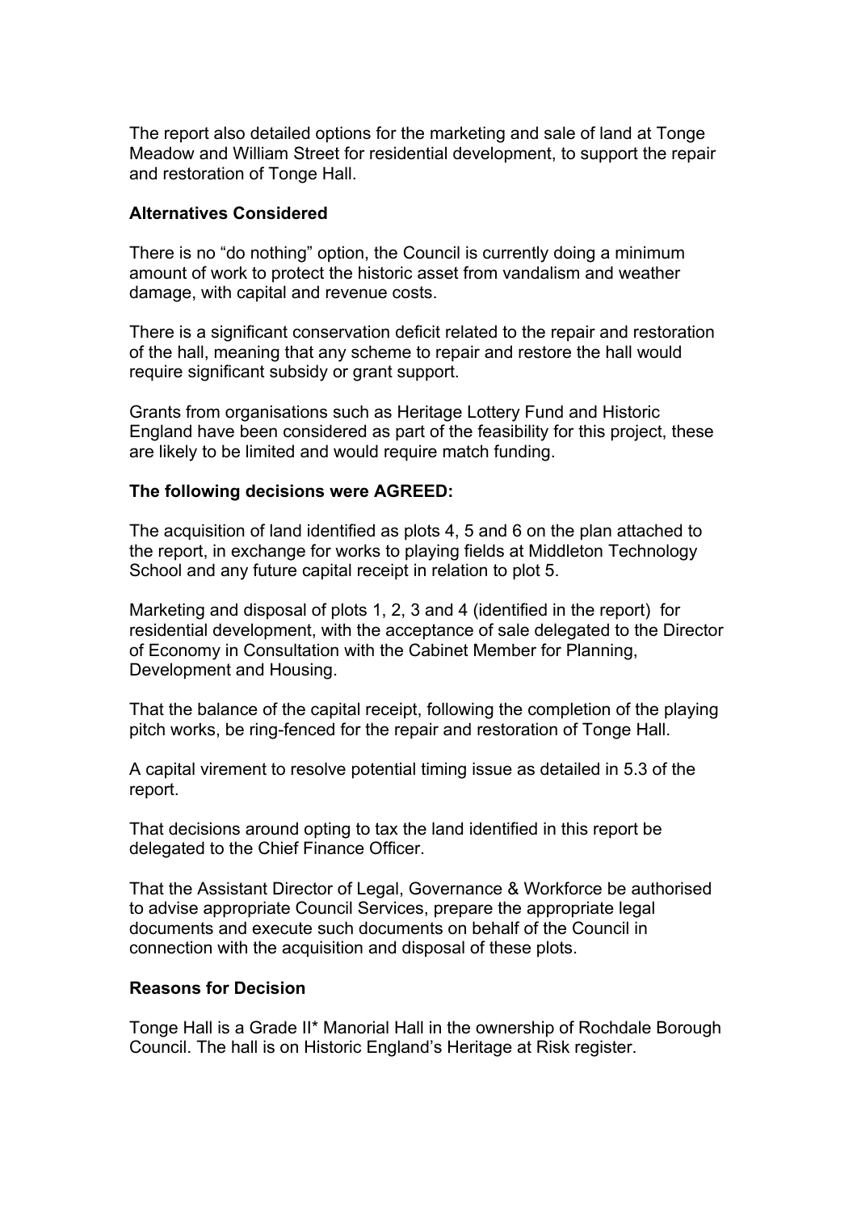The report also detailed options for the marketing and sale of land at Tonge Meadow and William Street for residential development, to support the repair and restoration of Tonge Hall.

**Alternatives Considered**

There is no "do nothing" option, the Council is currently doing a minimum amount of work to protect the historic asset from vandalism and weather damage, with capital and revenue costs.

There is a significant conservation deficit related to the repair and restoration of the hall, meaning that any scheme to repair and restore the hall would require significant subsidy or grant support.

Grants from organisations such as Heritage Lottery Fund and Historic England have been considered as part of the feasibility for this project, these are likely to be limited and would require match funding.

**The following decisions were AGREED:**

The acquisition of land identified as plots 4, 5 and 6 on the plan attached to the report, in exchange for works to playing fields at Middleton Technology School and any future capital receipt in relation to plot 5.

Marketing and disposal of plots 1, 2, 3 and 4 (identified in the report) for residential development, with the acceptance of sale delegated to the Director of Economy in Consultation with the Cabinet Member for Planning, Development and Housing.

That the balance of the capital receipt, following the completion of the playing pitch works, be ring-fenced for the repair and restoration of Tonge Hall.

A capital virement to resolve potential timing issue as detailed in 5.3 of the report.

That decisions around opting to tax the land identified in this report be delegated to the Chief Finance Officer.

That the Assistant Director of Legal, Governance & Workforce be authorised to advise appropriate Council Services, prepare the appropriate legal documents and execute such documents on behalf of the Council in connection with the acquisition and disposal of these plots.

**Reasons for Decision**

Tonge Hall is a Grade II* Manorial Hall in the ownership of Rochdale Borough Council. The hall is on Historic England's Heritage at Risk register.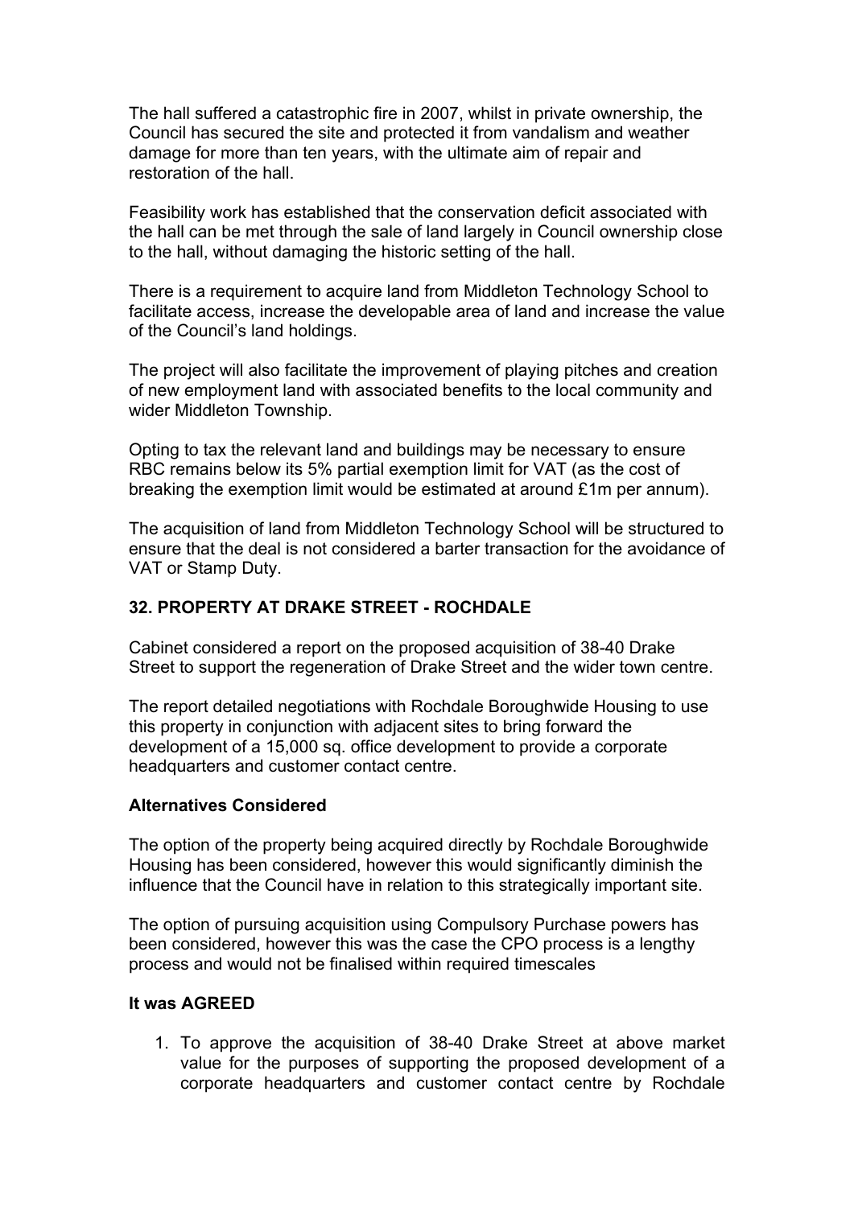The hall suffered a catastrophic fire in 2007, whilst in private ownership, the Council has secured the site and protected it from vandalism and weather damage for more than ten years, with the ultimate aim of repair and restoration of the hall.

Feasibility work has established that the conservation deficit associated with the hall can be met through the sale of land largely in Council ownership close to the hall, without damaging the historic setting of the hall.

There is a requirement to acquire land from Middleton Technology School to facilitate access, increase the developable area of land and increase the value of the Council's land holdings.

The project will also facilitate the improvement of playing pitches and creation of new employment land with associated benefits to the local community and wider Middleton Township.

Opting to tax the relevant land and buildings may be necessary to ensure RBC remains below its 5% partial exemption limit for VAT (as the cost of breaking the exemption limit would be estimated at around £1m per annum).

The acquisition of land from Middleton Technology School will be structured to ensure that the deal is not considered a barter transaction for the avoidance of VAT or Stamp Duty.

**32. PROPERTY AT DRAKE STREET - ROCHDALE**

Cabinet considered a report on the proposed acquisition of 38-40 Drake Street to support the regeneration of Drake Street and the wider town centre.

The report detailed negotiations with Rochdale Boroughwide Housing to use this property in conjunction with adjacent sites to bring forward the development of a 15,000 sq. office development to provide a corporate headquarters and customer contact centre.

**Alternatives Considered**

The option of the property being acquired directly by Rochdale Boroughwide Housing has been considered, however this would significantly diminish the influence that the Council have in relation to this strategically important site.

The option of pursuing acquisition using Compulsory Purchase powers has been considered, however this was the case the CPO process is a lengthy process and would not be finalised within required timescales

**It was AGREED**

1. To approve the acquisition of 38-40 Drake Street at above market value for the purposes of supporting the proposed development of a corporate headquarters and customer contact centre by Rochdale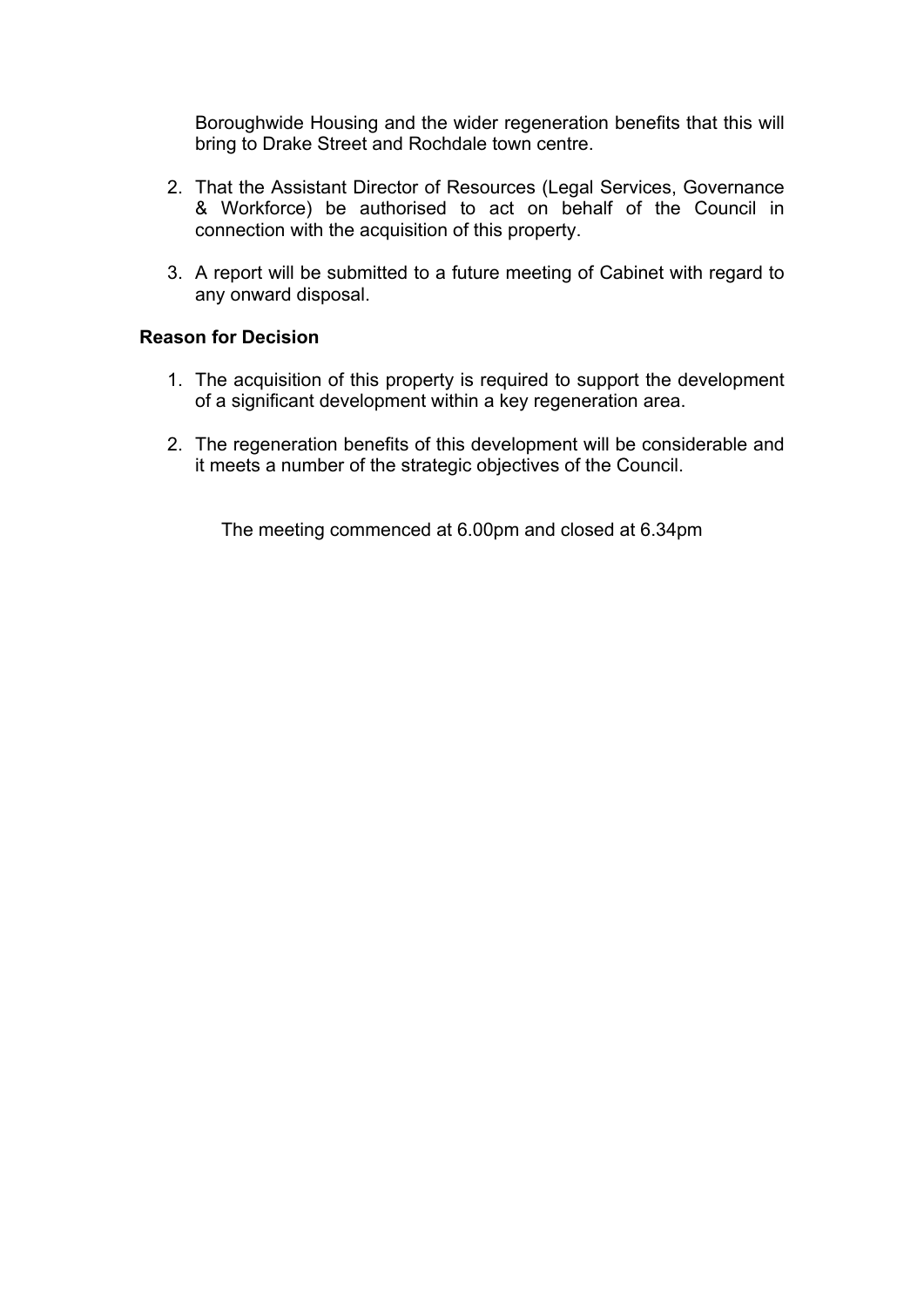Boroughwide Housing and the wider regeneration benefits that this will bring to Drake Street and Rochdale town centre.

2. That the Assistant Director of Resources (Legal Services, Governance & Workforce) be authorised to act on behalf of the Council in connection with the acquisition of this property.

3. A report will be submitted to a future meeting of Cabinet with regard to any onward disposal.

**Reason for Decision**

1. The acquisition of this property is required to support the development of a significant development within a key regeneration area.

2. The regeneration benefits of this development will be considerable and it meets a number of the strategic objectives of the Council.

The meeting commenced at 6.00pm and closed at 6.34pm